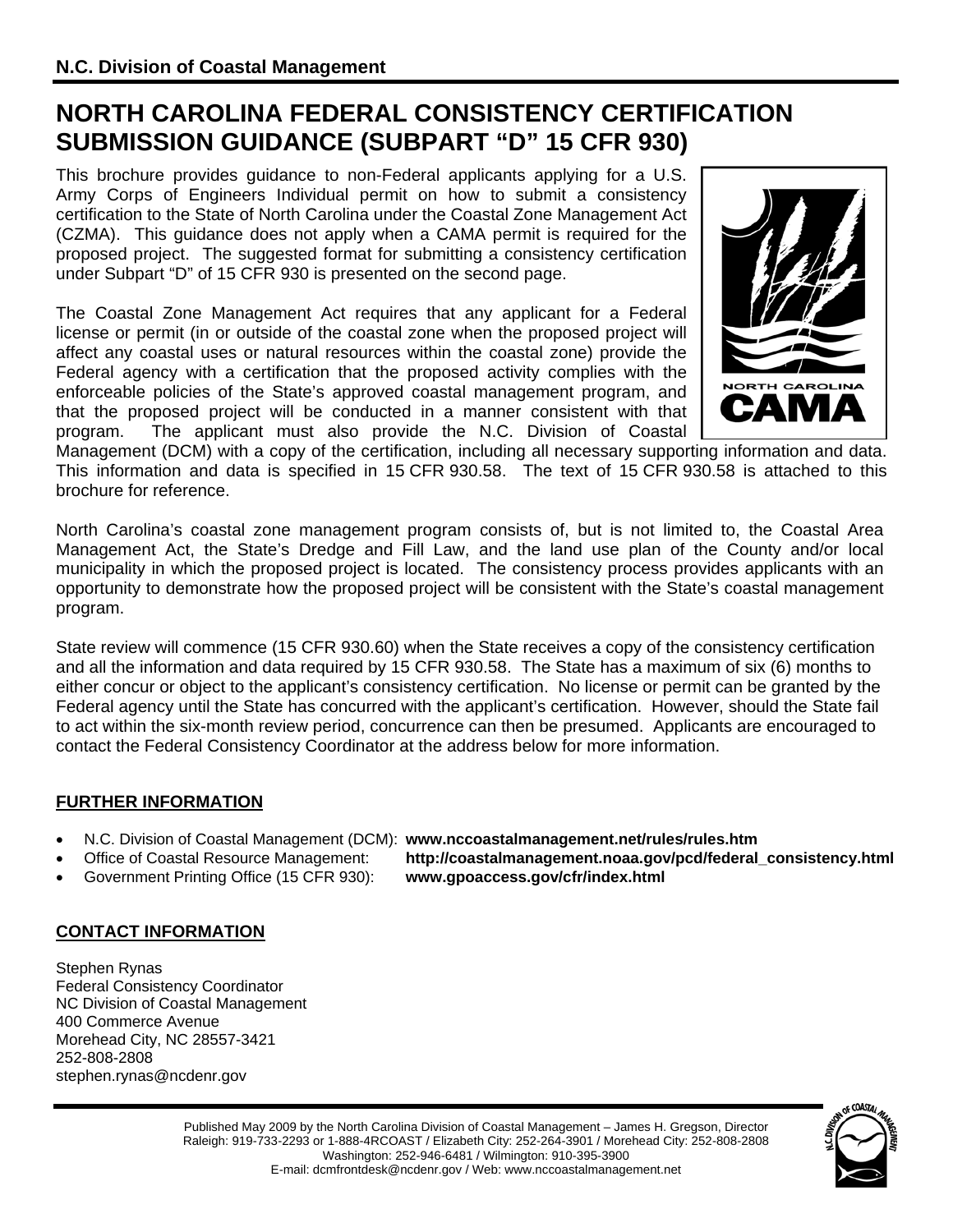N.C. Division of Coastal Management

# NORTH CAROLINA FEDERAL CONSISTENCY CERTIFICATION SUBMISSION GUIDANCE (SUBPART "D" 15 CFR 930)

This brochure provides guidance to non-Federal applicants applying for a U.S. Army Corps of Engineers Individual permit on how to submit a consistency certification to the State of North Carolina under the Coastal Zone Management Act (CZMA). This guidance does not apply when a CAMA permit is required for the proposed project. The suggested format for submitting a consistency certification under Subpart "D" of 15 CFR 930 is presented on the second page.

The Coastal Zone Management Act requires that any applicant for a Federal license or permit (in or outside of the coastal zone when the proposed project will affect any coastal uses or natural resources within the coastal zone) provide the Federal agency with a certification that the proposed activity complies with the enforceable policies of the State's approved coastal management program, and that the proposed project will be conducted in a manner consistent with that program. The applicant must also provide the N.C. Division of Coastal Management (DCM) with a copy of the certification, including all necessary supporting information and data. This information and data is specified in 15 CFR 930.58. The text of 15 CFR 930.58 is attached to this brochure for reference.

North Carolina's coastal zone management program consists of, but is not limited to, the Coastal Area Management Act, the State's Dredge and Fill Law, and the land use plan of the County and/or local municipality in which the proposed project is located. The consistency process provides applicants with an opportunity to demonstrate how the proposed project will be consistent with the State's coastal management program.

State review will commence (15 CFR 930.60) when the State receives a copy of the consistency certification and all the information and data required by 15 CFR 930.58. The State has a maximum of six (6) months to either concur or object to the applicant's consistency certification. No license or permit can be granted by the Federal agency until the State has concurred with the applicant's certification. However, should the State fail to act within the six-month review period, concurrence can then be presumed. Applicants are encouraged to contact the Federal Consistency Coordinator at the address below for more information.

## FURTHER INFORMATION

- N.C. Division of Coastal Management (DCM): **www.nccoastalmanagement.net/rules/rules.htm**
- Office of Coastal Resource Management: **http://coastalmanagement.noaa.gov/pcd/federal_consistency.html**
- Government Printing Office (15 CFR 930): **www.gpoaccess.gov/cfr/index.html**

## CONTACT INFORMATION

Stephen Rynas
Federal Consistency Coordinator
NC Division of Coastal Management
400 Commerce Avenue
Morehead City, NC 28557-3421
252-808-2808
stephen.rynas@ncdenr.gov

Published May 2009 by the North Carolina Division of Coastal Management – James H. Gregson, Director
Raleigh: 919-733-2293 or 1-888-4RCOAST / Elizabeth City: 252-264-3901 / Morehead City: 252-808-2808
Washington: 252-946-6481 / Wilmington: 910-395-3900
E-mail: dcmfrontdesk@ncdenr.gov / Web: www.nccoastalmanagement.net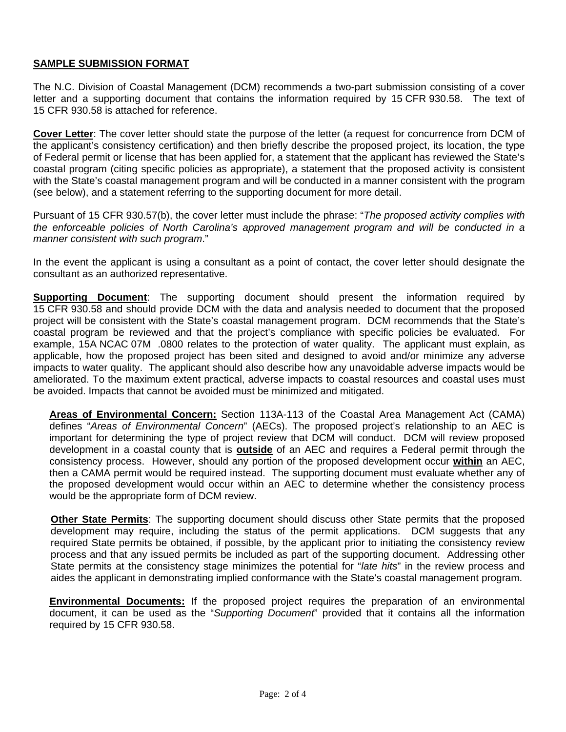## SAMPLE SUBMISSION FORMAT

The N.C. Division of Coastal Management (DCM) recommends a two-part submission consisting of a cover letter and a supporting document that contains the information required by 15 CFR 930.58. The text of 15 CFR 930.58 is attached for reference.

**Cover Letter**: The cover letter should state the purpose of the letter (a request for concurrence from DCM of the applicant's consistency certification) and then briefly describe the proposed project, its location, the type of Federal permit or license that has been applied for, a statement that the applicant has reviewed the State's coastal program (citing specific policies as appropriate), a statement that the proposed activity is consistent with the State's coastal management program and will be conducted in a manner consistent with the program (see below), and a statement referring to the supporting document for more detail.

Pursuant of 15 CFR 930.57(b), the cover letter must include the phrase: "*The proposed activity complies with the enforceable policies of North Carolina's approved management program and will be conducted in a manner consistent with such program*."

In the event the applicant is using a consultant as a point of contact, the cover letter should designate the consultant as an authorized representative.

**Supporting Document**: The supporting document should present the information required by 15 CFR 930.58 and should provide DCM with the data and analysis needed to document that the proposed project will be consistent with the State's coastal management program. DCM recommends that the State's coastal program be reviewed and that the project's compliance with specific policies be evaluated. For example, 15A NCAC 07M .0800 relates to the protection of water quality. The applicant must explain, as applicable, how the proposed project has been sited and designed to avoid and/or minimize any adverse impacts to water quality. The applicant should also describe how any unavoidable adverse impacts would be ameliorated. To the maximum extent practical, adverse impacts to coastal resources and coastal uses must be avoided. Impacts that cannot be avoided must be minimized and mitigated.

**Areas of Environmental Concern:** Section 113A-113 of the Coastal Area Management Act (CAMA) defines "*Areas of Environmental Concern*" (AECs). The proposed project's relationship to an AEC is important for determining the type of project review that DCM will conduct. DCM will review proposed development in a coastal county that is **outside** of an AEC and requires a Federal permit through the consistency process. However, should any portion of the proposed development occur **within** an AEC, then a CAMA permit would be required instead. The supporting document must evaluate whether any of the proposed development would occur within an AEC to determine whether the consistency process would be the appropriate form of DCM review.

**Other State Permits**: The supporting document should discuss other State permits that the proposed development may require, including the status of the permit applications. DCM suggests that any required State permits be obtained, if possible, by the applicant prior to initiating the consistency review process and that any issued permits be included as part of the supporting document. Addressing other State permits at the consistency stage minimizes the potential for "*late hits*" in the review process and aides the applicant in demonstrating implied conformance with the State's coastal management program.

**Environmental Documents:** If the proposed project requires the preparation of an environmental document, it can be used as the "*Supporting Document*" provided that it contains all the information required by 15 CFR 930.58.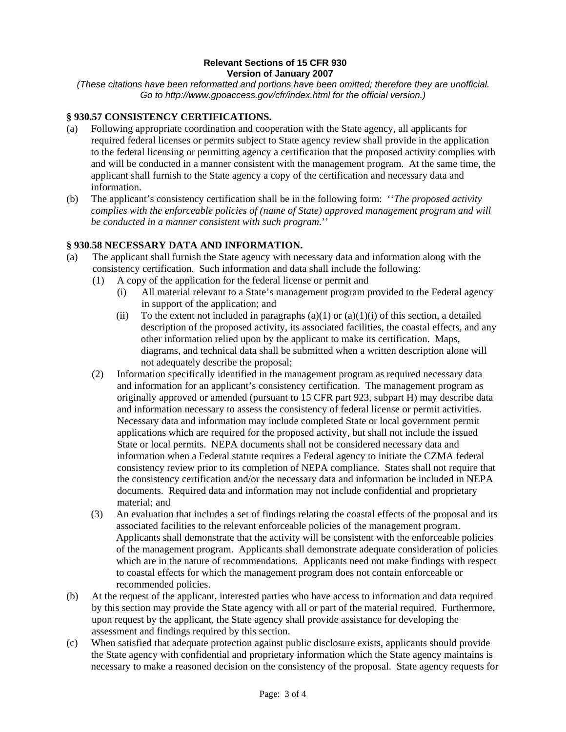**Relevant Sections of 15 CFR 930**
**Version of January 2007**

*(These citations have been reformatted and portions have been omitted; therefore they are unofficial. Go to http://www.gpoaccess.gov/cfr/index.html for the official version.)*

## § 930.57 CONSISTENCY CERTIFICATIONS.

(a) Following appropriate coordination and cooperation with the State agency, all applicants for required federal licenses or permits subject to State agency review shall provide in the application to the federal licensing or permitting agency a certification that the proposed activity complies with and will be conducted in a manner consistent with the management program. At the same time, the applicant shall furnish to the State agency a copy of the certification and necessary data and information.

(b) The applicant's consistency certification shall be in the following form: ''*The proposed activity complies with the enforceable policies of (name of State) approved management program and will be conducted in a manner consistent with such program*.''

## § 930.58 NECESSARY DATA AND INFORMATION.

(a) The applicant shall furnish the State agency with necessary data and information along with the consistency certification. Such information and data shall include the following:

   (1) A copy of the application for the federal license or permit and

      (i) All material relevant to a State's management program provided to the Federal agency in support of the application; and

      (ii) To the extent not included in paragraphs (a)(1) or (a)(1)(i) of this section, a detailed description of the proposed activity, its associated facilities, the coastal effects, and any other information relied upon by the applicant to make its certification. Maps, diagrams, and technical data shall be submitted when a written description alone will not adequately describe the proposal;

   (2) Information specifically identified in the management program as required necessary data and information for an applicant's consistency certification. The management program as originally approved or amended (pursuant to 15 CFR part 923, subpart H) may describe data and information necessary to assess the consistency of federal license or permit activities. Necessary data and information may include completed State or local government permit applications which are required for the proposed activity, but shall not include the issued State or local permits. NEPA documents shall not be considered necessary data and information when a Federal statute requires a Federal agency to initiate the CZMA federal consistency review prior to its completion of NEPA compliance. States shall not require that the consistency certification and/or the necessary data and information be included in NEPA documents. Required data and information may not include confidential and proprietary material; and

   (3) An evaluation that includes a set of findings relating the coastal effects of the proposal and its associated facilities to the relevant enforceable policies of the management program. Applicants shall demonstrate that the activity will be consistent with the enforceable policies of the management program. Applicants shall demonstrate adequate consideration of policies which are in the nature of recommendations. Applicants need not make findings with respect to coastal effects for which the management program does not contain enforceable or recommended policies.

(b) At the request of the applicant, interested parties who have access to information and data required by this section may provide the State agency with all or part of the material required. Furthermore, upon request by the applicant, the State agency shall provide assistance for developing the assessment and findings required by this section.

(c) When satisfied that adequate protection against public disclosure exists, applicants should provide the State agency with confidential and proprietary information which the State agency maintains is necessary to make a reasoned decision on the consistency of the proposal. State agency requests for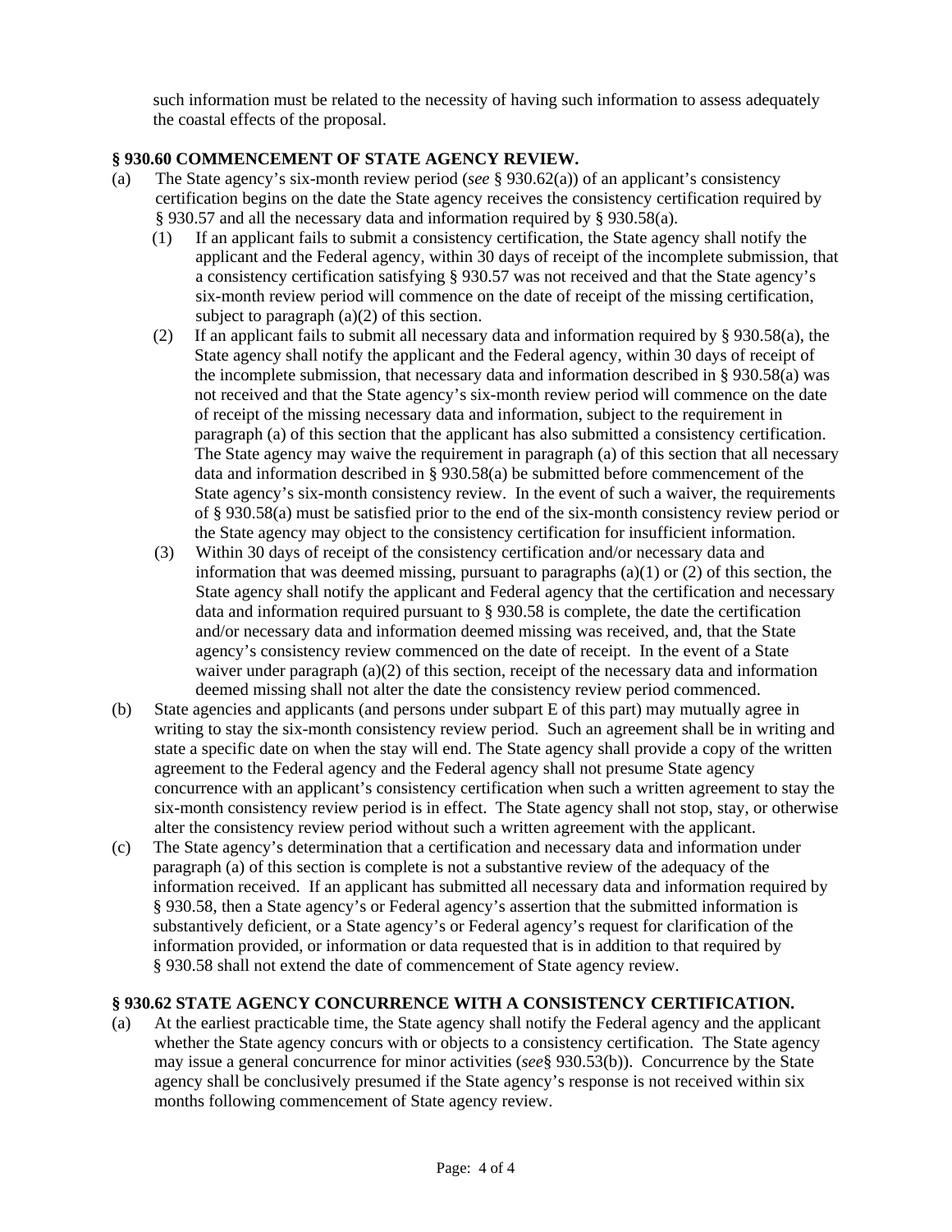such information must be related to the necessity of having such information to assess adequately the coastal effects of the proposal.

**§ 930.60 COMMENCEMENT OF STATE AGENCY REVIEW.**

(a) The State agency's six-month review period (*see* § 930.62(a)) of an applicant's consistency certification begins on the date the State agency receives the consistency certification required by § 930.57 and all the necessary data and information required by § 930.58(a).

(1) If an applicant fails to submit a consistency certification, the State agency shall notify the applicant and the Federal agency, within 30 days of receipt of the incomplete submission, that a consistency certification satisfying § 930.57 was not received and that the State agency's six-month review period will commence on the date of receipt of the missing certification, subject to paragraph (a)(2) of this section.

(2) If an applicant fails to submit all necessary data and information required by § 930.58(a), the State agency shall notify the applicant and the Federal agency, within 30 days of receipt of the incomplete submission, that necessary data and information described in § 930.58(a) was not received and that the State agency's six-month review period will commence on the date of receipt of the missing necessary data and information, subject to the requirement in paragraph (a) of this section that the applicant has also submitted a consistency certification. The State agency may waive the requirement in paragraph (a) of this section that all necessary data and information described in § 930.58(a) be submitted before commencement of the State agency's six-month consistency review. In the event of such a waiver, the requirements of § 930.58(a) must be satisfied prior to the end of the six-month consistency review period or the State agency may object to the consistency certification for insufficient information.

(3) Within 30 days of receipt of the consistency certification and/or necessary data and information that was deemed missing, pursuant to paragraphs (a)(1) or (2) of this section, the State agency shall notify the applicant and Federal agency that the certification and necessary data and information required pursuant to § 930.58 is complete, the date the certification and/or necessary data and information deemed missing was received, and, that the State agency's consistency review commenced on the date of receipt. In the event of a State waiver under paragraph (a)(2) of this section, receipt of the necessary data and information deemed missing shall not alter the date the consistency review period commenced.

(b) State agencies and applicants (and persons under subpart E of this part) may mutually agree in writing to stay the six-month consistency review period. Such an agreement shall be in writing and state a specific date on when the stay will end. The State agency shall provide a copy of the written agreement to the Federal agency and the Federal agency shall not presume State agency concurrence with an applicant's consistency certification when such a written agreement to stay the six-month consistency review period is in effect. The State agency shall not stop, stay, or otherwise alter the consistency review period without such a written agreement with the applicant.

(c) The State agency's determination that a certification and necessary data and information under paragraph (a) of this section is complete is not a substantive review of the adequacy of the information received. If an applicant has submitted all necessary data and information required by § 930.58, then a State agency's or Federal agency's assertion that the submitted information is substantively deficient, or a State agency's or Federal agency's request for clarification of the information provided, or information or data requested that is in addition to that required by § 930.58 shall not extend the date of commencement of State agency review.

**§ 930.62 STATE AGENCY CONCURRENCE WITH A CONSISTENCY CERTIFICATION.**

(a) At the earliest practicable time, the State agency shall notify the Federal agency and the applicant whether the State agency concurs with or objects to a consistency certification. The State agency may issue a general concurrence for minor activities (*see*§ 930.53(b)). Concurrence by the State agency shall be conclusively presumed if the State agency's response is not received within six months following commencement of State agency review.